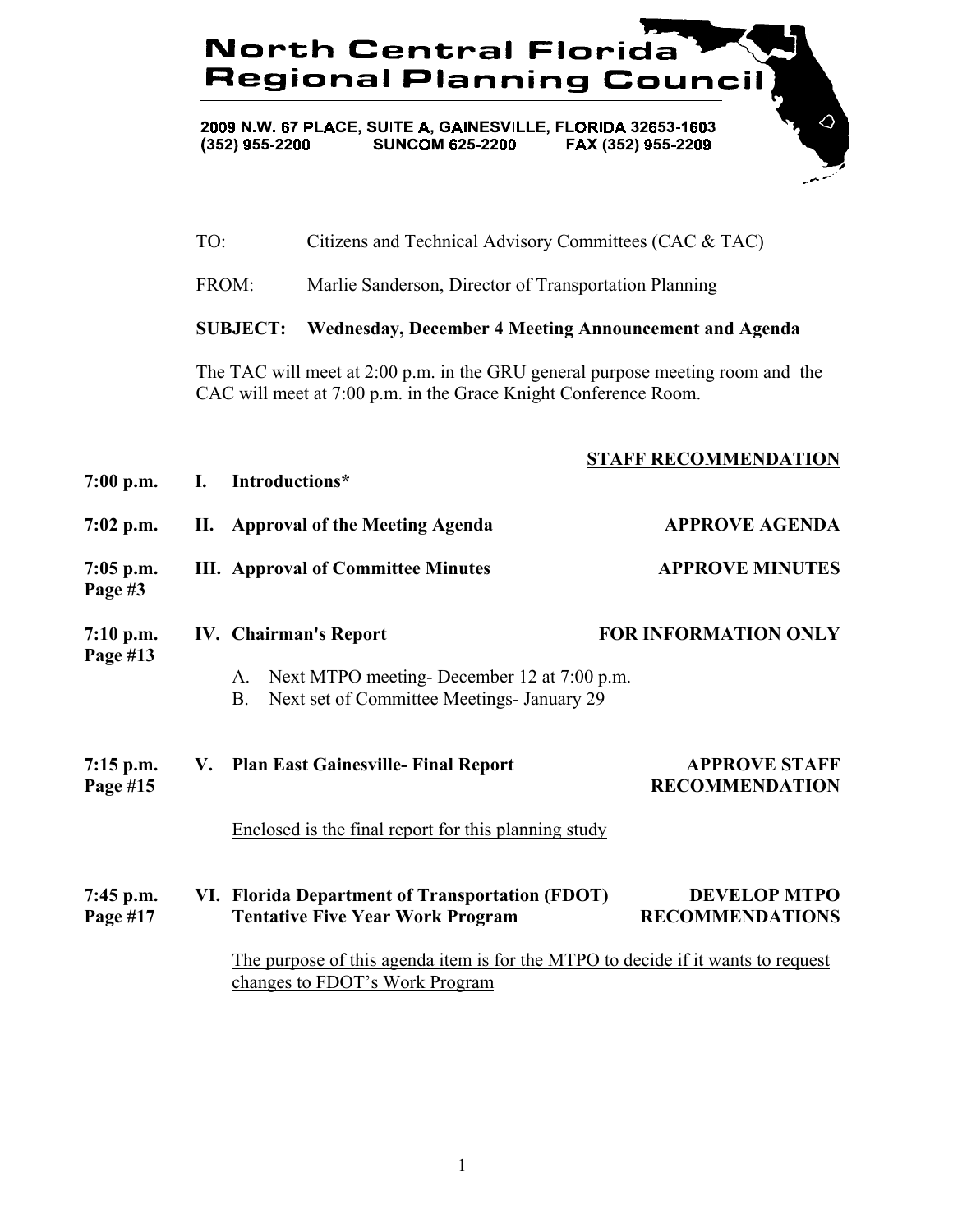# North Central Florida Regional Planning Council

2009 N.W. 67 PLACE, SUITE A, GAINESVILLE, FLORIDA 32653-1603
(352) 955-2200 SUNCOM 625-2200 FAX (352) 955-2209

TO: Citizens and Technical Advisory Committees (CAC & TAC)

FROM: Marlie Sanderson, Director of Transportation Planning

**SUBJECT: Wednesday, December 4 Meeting Announcement and Agenda**

The TAC will meet at 2:00 p.m. in the GRU general purpose meeting room and the CAC will meet at 7:00 p.m. in the Grace Knight Conference Room.

| | | **STAFF RECOMMENDATION** |
|---|---|---|
| **7:00 p.m.** | **I. Introductions*** | |
| **7:02 p.m.** | **II. Approval of the Meeting Agenda** | **APPROVE AGENDA** |
| **7:05 p.m. Page #3** | **III. Approval of Committee Minutes** | **APPROVE MINUTES** |
| **7:10 p.m. Page #13** | **IV. Chairman's Report** | **FOR INFORMATION ONLY** |
| **7:15 p.m. Page #15** | **V. Plan East Gainesville- Final Report** | **APPROVE STAFF RECOMMENDATION** |
| **7:45 p.m. Page #17** | **VI. Florida Department of Transportation (FDOT) Tentative Five Year Work Program** | **DEVELOP MTPO RECOMMENDATIONS** |

**IV. Chairman's Report**

A. Next MTPO meeting- December 12 at 7:00 p.m.
B. Next set of Committee Meetings- January 29

**V. Plan East Gainesville- Final Report**

Enclosed is the final report for this planning study

**VI. Florida Department of Transportation (FDOT) Tentative Five Year Work Program**

The purpose of this agenda item is for the MTPO to decide if it wants to request changes to FDOT's Work Program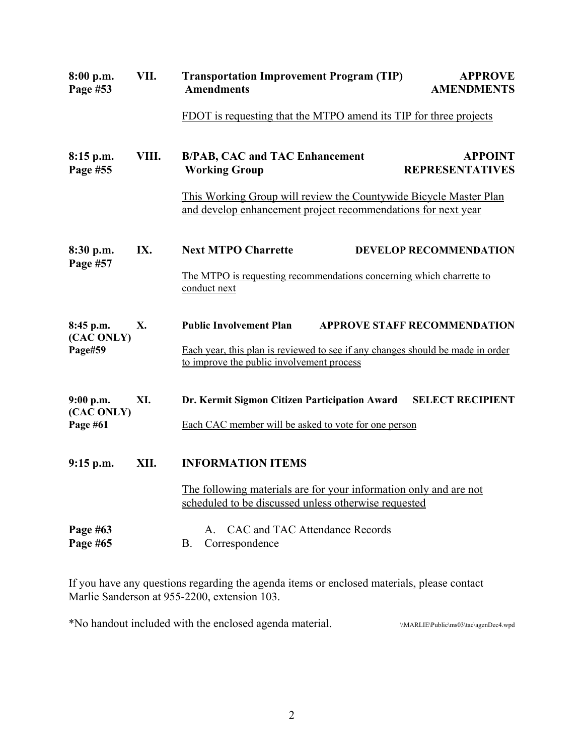**8:00 p.m.** **Page #53** **VII.** **Transportation Improvement Program (TIP) Amendments** **APPROVE AMENDMENTS**

FDOT is requesting that the MTPO amend its TIP for three projects

**8:15 p.m.** **Page #55** **VIII.** **B/PAB, CAC and TAC Enhancement Working Group** **APPOINT REPRESENTATIVES**

This Working Group will review the Countywide Bicycle Master Plan and develop enhancement project recommendations for next year

**8:30 p.m.** **Page #57** **IX.** **Next MTPO Charrette** **DEVELOP RECOMMENDATION**

The MTPO is requesting recommendations concerning which charrette to conduct next

**8:45 p.m.** **(CAC ONLY)** **Page#59** **X.** **Public Involvement Plan** **APPROVE STAFF RECOMMENDATION**

Each year, this plan is reviewed to see if any changes should be made in order to improve the public involvement process

**9:00 p.m.** **(CAC ONLY)** **Page #61** **XI.** **Dr. Kermit Sigmon Citizen Participation Award** **SELECT RECIPIENT**

Each CAC member will be asked to vote for one person

**9:15 p.m.** **XII.** **INFORMATION ITEMS**

The following materials are for your information only and are not scheduled to be discussed unless otherwise requested

**Page #63** A. CAC and TAC Attendance Records
**Page #65** B. Correspondence

If you have any questions regarding the agenda items or enclosed materials, please contact Marlie Sanderson at 955-2200, extension 103.

*No handout included with the enclosed agenda material. \\MARLIE\Public\ms03\tac\agenDec4.wpd